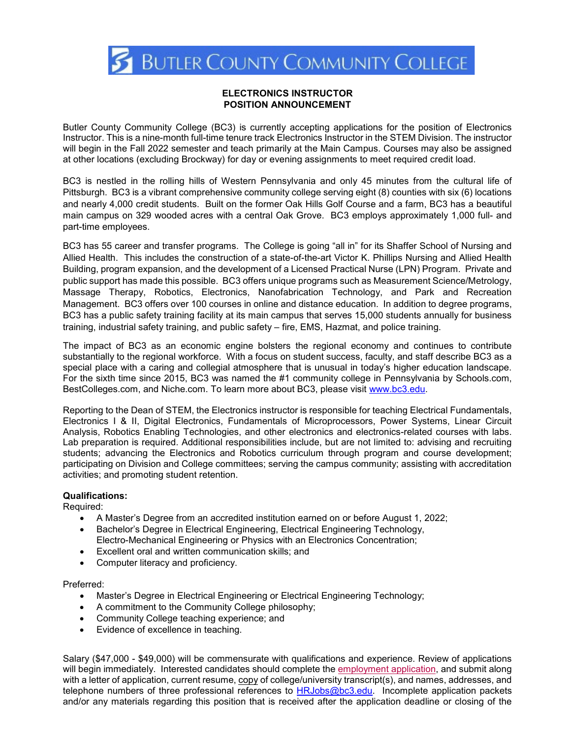# BUTLER COUNTY COMMUNITY COLLEGE

**ELECTRONICS INSTRUCTOR**
**POSITION ANNOUNCEMENT**

Butler County Community College (BC3) is currently accepting applications for the position of Electronics Instructor. This is a nine-month full-time tenure track Electronics Instructor in the STEM Division. The instructor will begin in the Fall 2022 semester and teach primarily at the Main Campus. Courses may also be assigned at other locations (excluding Brockway) for day or evening assignments to meet required credit load.

BC3 is nestled in the rolling hills of Western Pennsylvania and only 45 minutes from the cultural life of Pittsburgh. BC3 is a vibrant comprehensive community college serving eight (8) counties with six (6) locations and nearly 4,000 credit students. Built on the former Oak Hills Golf Course and a farm, BC3 has a beautiful main campus on 329 wooded acres with a central Oak Grove. BC3 employs approximately 1,000 full- and part-time employees.

BC3 has 55 career and transfer programs. The College is going "all in" for its Shaffer School of Nursing and Allied Health. This includes the construction of a state-of-the-art Victor K. Phillips Nursing and Allied Health Building, program expansion, and the development of a Licensed Practical Nurse (LPN) Program. Private and public support has made this possible. BC3 offers unique programs such as Measurement Science/Metrology, Massage Therapy, Robotics, Electronics, Nanofabrication Technology, and Park and Recreation Management. BC3 offers over 100 courses in online and distance education. In addition to degree programs, BC3 has a public safety training facility at its main campus that serves 15,000 students annually for business training, industrial safety training, and public safety – fire, EMS, Hazmat, and police training.

The impact of BC3 as an economic engine bolsters the regional economy and continues to contribute substantially to the regional workforce. With a focus on student success, faculty, and staff describe BC3 as a special place with a caring and collegial atmosphere that is unusual in today's higher education landscape. For the sixth time since 2015, BC3 was named the #1 community college in Pennsylvania by Schools.com, BestColleges.com, and Niche.com. To learn more about BC3, please visit www.bc3.edu.

Reporting to the Dean of STEM, the Electronics instructor is responsible for teaching Electrical Fundamentals, Electronics I & II, Digital Electronics, Fundamentals of Microprocessors, Power Systems, Linear Circuit Analysis, Robotics Enabling Technologies, and other electronics and electronics-related courses with labs. Lab preparation is required. Additional responsibilities include, but are not limited to: advising and recruiting students; advancing the Electronics and Robotics curriculum through program and course development; participating on Division and College committees; serving the campus community; assisting with accreditation activities; and promoting student retention.

**Qualifications:**

Required:

- A Master's Degree from an accredited institution earned on or before August 1, 2022;
- Bachelor's Degree in Electrical Engineering, Electrical Engineering Technology, Electro-Mechanical Engineering or Physics with an Electronics Concentration;
- Excellent oral and written communication skills; and
- Computer literacy and proficiency.

Preferred:

- Master's Degree in Electrical Engineering or Electrical Engineering Technology;
- A commitment to the Community College philosophy;
- Community College teaching experience; and
- Evidence of excellence in teaching.

Salary ($47,000 - $49,000) will be commensurate with qualifications and experience. Review of applications will begin immediately. Interested candidates should complete the employment application, and submit along with a letter of application, current resume, copy of college/university transcript(s), and names, addresses, and telephone numbers of three professional references to HRJobs@bc3.edu. Incomplete application packets and/or any materials regarding this position that is received after the application deadline or closing of the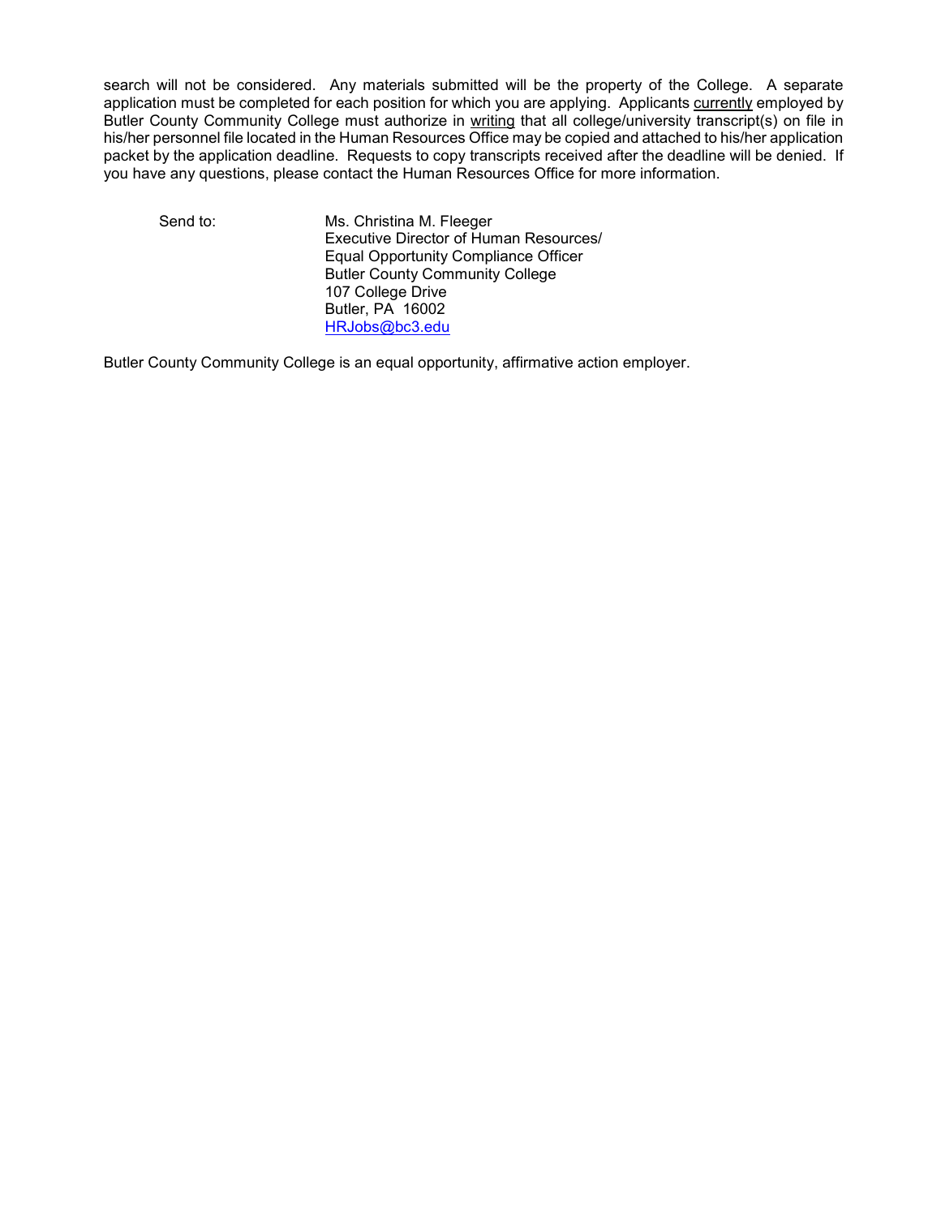search will not be considered. Any materials submitted will be the property of the College. A separate application must be completed for each position for which you are applying. Applicants currently employed by Butler County Community College must authorize in writing that all college/university transcript(s) on file in his/her personnel file located in the Human Resources Office may be copied and attached to his/her application packet by the application deadline. Requests to copy transcripts received after the deadline will be denied. If you have any questions, please contact the Human Resources Office for more information.

Send to:

Ms. Christina M. Fleeger  
Executive Director of Human Resources/  
Equal Opportunity Compliance Officer  
Butler County Community College  
107 College Drive  
Butler, PA 16002  
HRJobs@bc3.edu

Butler County Community College is an equal opportunity, affirmative action employer.